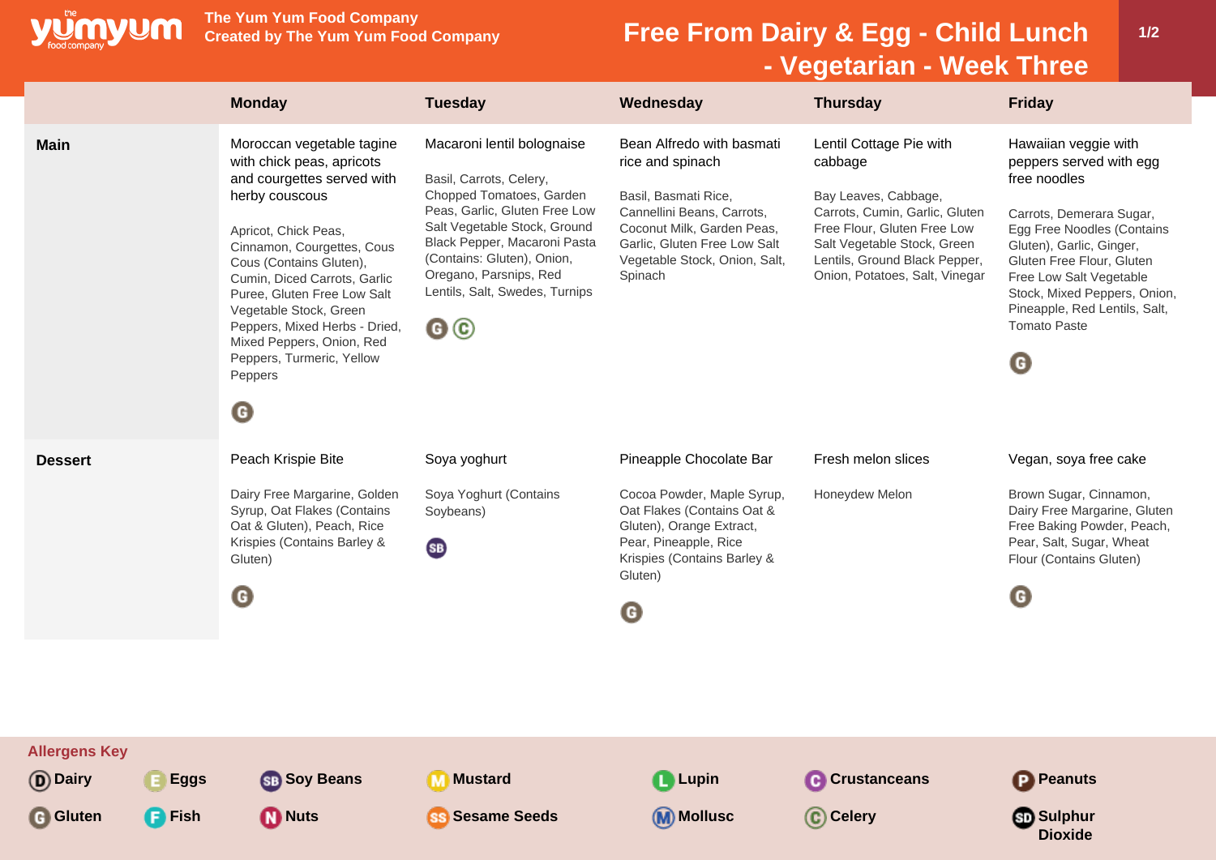# The Yum Yum Food Company

Created by The Yum Yum Food Company

## Free From Dairy & Egg - Child Lunch - Vegetarian - Week Three

| | Monday | Tuesday | Wednesday | Thursday | Friday |
|---|---|---|---|---|---|
| **Main** | Moroccan vegetable tagine with chick peas, apricots and courgettes served with herby couscous<br><br>Apricot, Chick Peas, Cinnamon, Courgettes, Cous Cous (Contains Gluten), Cumin, Diced Carrots, Garlic Puree, Gluten Free Low Salt Vegetable Stock, Green Peppers, Mixed Herbs - Dried, Mixed Peppers, Onion, Red Peppers, Turmeric, Yellow Peppers<br><br>G | Macaroni lentil bolognaise<br><br>Basil, Carrots, Celery, Chopped Tomatoes, Garden Peas, Garlic, Gluten Free Low Salt Vegetable Stock, Ground Black Pepper, Macaroni Pasta (Contains: Gluten), Onion, Oregano, Parsnips, Red Lentils, Salt, Swedes, Turnips<br><br>G C | Bean Alfredo with basmati rice and spinach<br><br>Basil, Basmati Rice, Cannellini Beans, Carrots, Coconut Milk, Garden Peas, Garlic, Gluten Free Low Salt Vegetable Stock, Onion, Salt, Spinach | Lentil Cottage Pie with cabbage<br><br>Bay Leaves, Cabbage, Carrots, Cumin, Garlic, Gluten Free Flour, Gluten Free Low Salt Vegetable Stock, Green Lentils, Ground Black Pepper, Onion, Potatoes, Salt, Vinegar | Hawaiian veggie with peppers served with egg free noodles<br><br>Carrots, Demerara Sugar, Egg Free Noodles (Contains Gluten), Garlic, Ginger, Gluten Free Flour, Gluten Free Low Salt Vegetable Stock, Mixed Peppers, Onion, Pineapple, Red Lentils, Salt, Tomato Paste<br><br>G |
| **Dessert** | Peach Krispie Bite<br><br>Dairy Free Margarine, Golden Syrup, Oat Flakes (Contains Oat & Gluten), Peach, Rice Krispies (Contains Barley & Gluten)<br><br>G | Soya yoghurt<br><br>Soya Yoghurt (Contains Soybeans)<br><br>SB | Pineapple Chocolate Bar<br><br>Cocoa Powder, Maple Syrup, Oat Flakes (Contains Oat & Gluten), Orange Extract, Pear, Pineapple, Rice Krispies (Contains Barley & Gluten)<br><br>G | Fresh melon slices<br><br>Honeydew Melon | Vegan, soya free cake<br><br>Brown Sugar, Cinnamon, Dairy Free Margarine, Gluten Free Baking Powder, Peach, Pear, Salt, Sugar, Wheat Flour (Contains Gluten)<br><br>G |

**Allergens Key**

| | | | | | | |
|---|---|---|---|---|---|---|
| D Dairy | E Eggs | SB Soy Beans | M Mustard | L Lupin | C Crustaceans | P Peanuts |
| G Gluten | F Fish | N Nuts | SS Sesame Seeds | M Mollusc | C Celery | SD Sulphur Dioxide |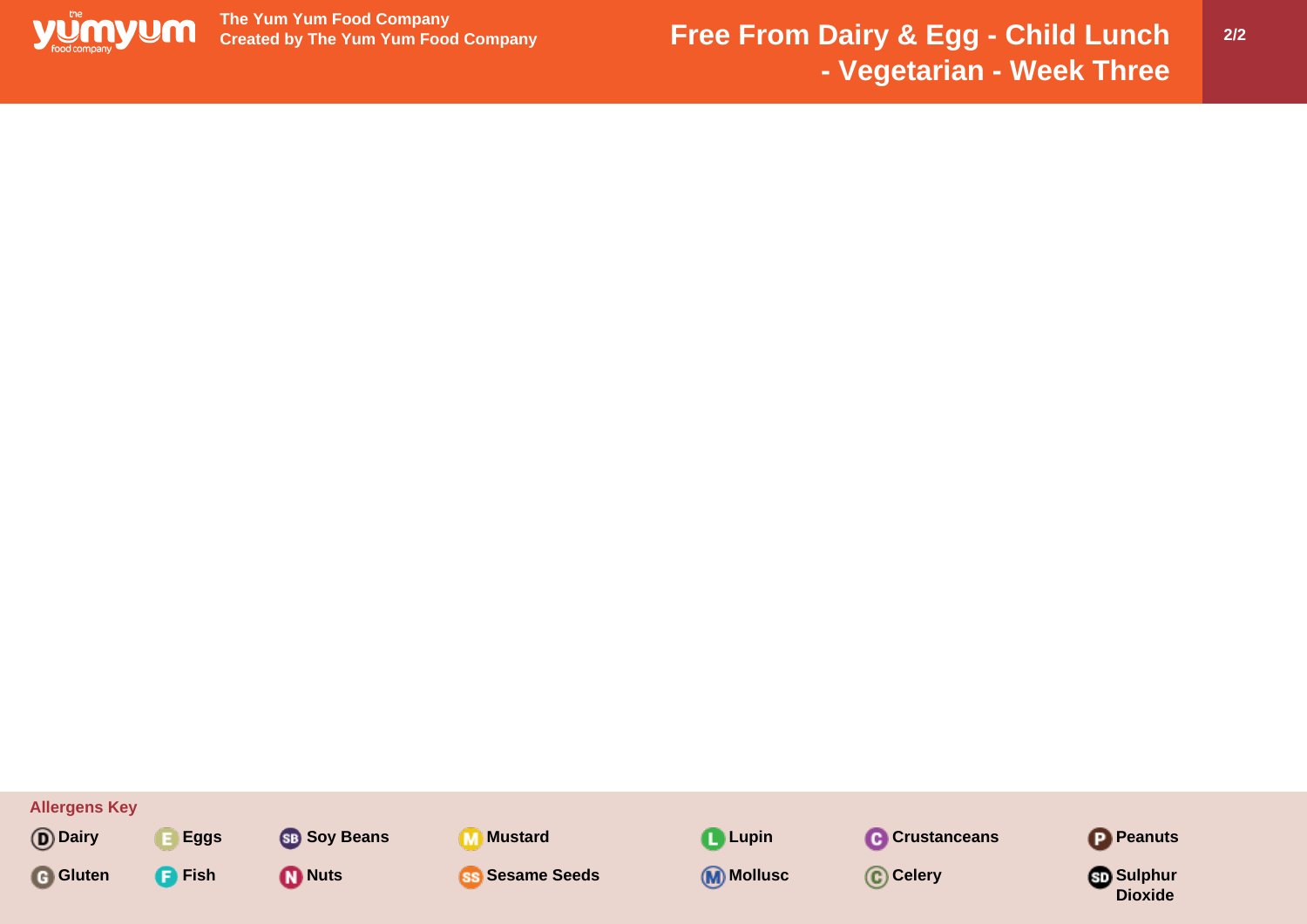# Free From Dairy & Egg - Child Lunch - Vegetarian - Week Three

The Yum Yum Food Company
Created by The Yum Yum Food Company

**Allergens Key**

| | | | | | | |
|---|---|---|---|---|---|---|
| D Dairy | E Eggs | SB Soy Beans | M Mustard | L Lupin | C Crustanceans | P Peanuts |
| G Gluten | F Fish | N Nuts | SS Sesame Seeds | M Mollusc | C Celery | SD Sulphur Dioxide |